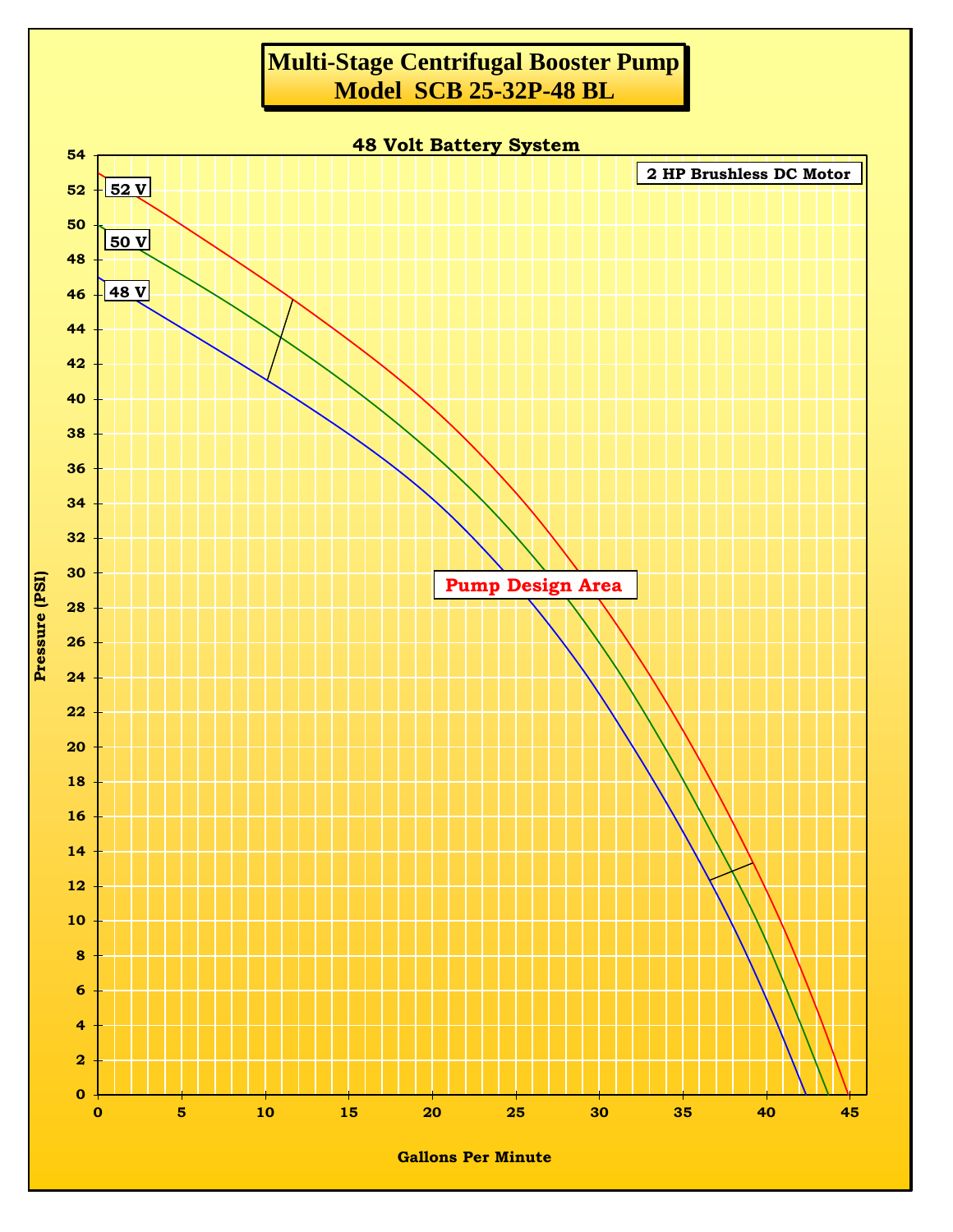# Multi-Stage Centrifugal Booster Pump
# Model SCB 25-32P-48 BL

## 48 Volt Battery System

2 HP Brushless DC Motor

52 V

50 V

48 V

Pump Design Area

Pressure (PSI)

Gallons Per Minute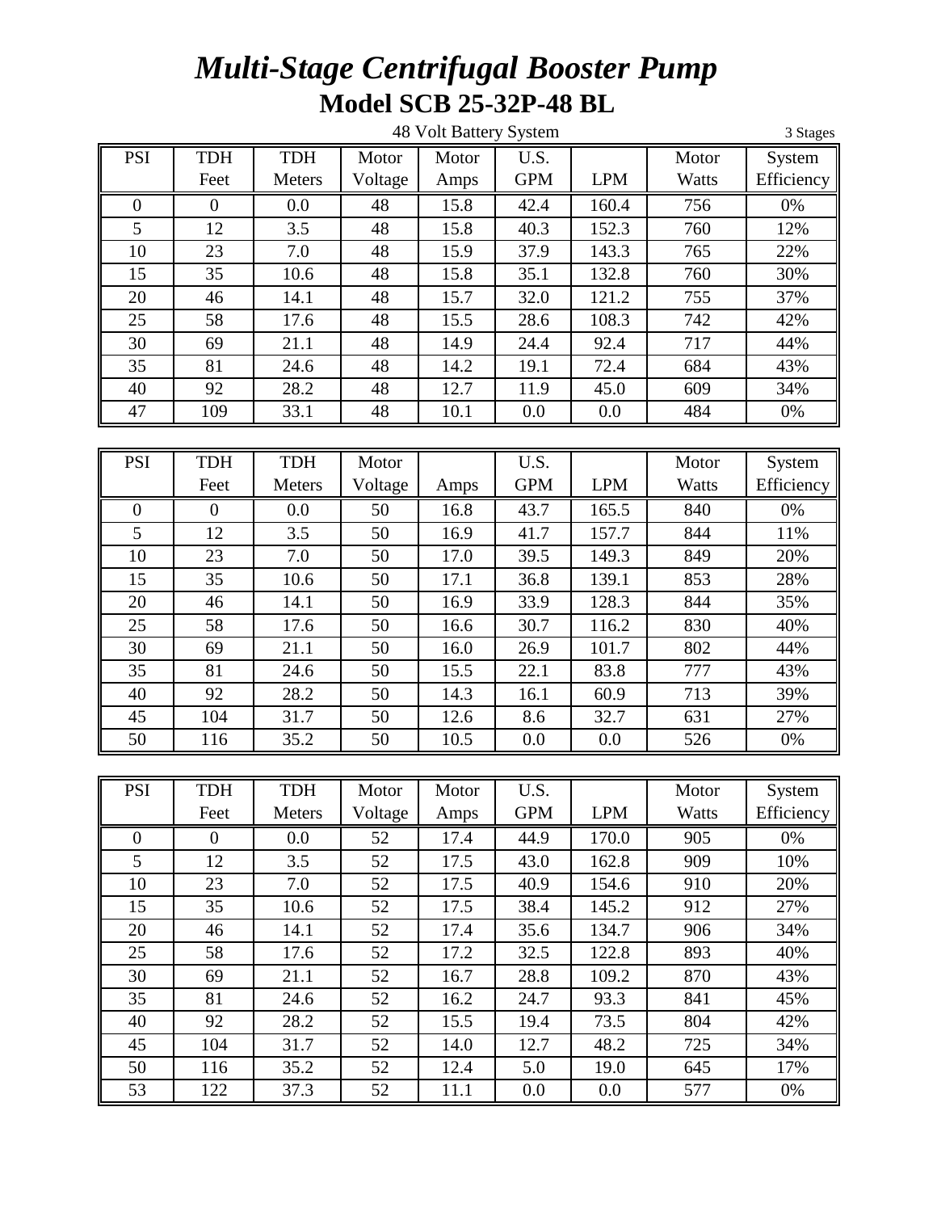# *Multi-Stage Centrifugal Booster Pump*

## Model SCB 25-32P-48 BL

48 Volt Battery System　　　　　　3 Stages

| PSI | TDH Feet | TDH Meters | Motor Voltage | Motor Amps | U.S. GPM | LPM | Motor Watts | System Efficiency |
|---|---|---|---|---|---|---|---|---|
| 0 | 0 | 0.0 | 48 | 15.8 | 42.4 | 160.4 | 756 | 0% |
| 5 | 12 | 3.5 | 48 | 15.8 | 40.3 | 152.3 | 760 | 12% |
| 10 | 23 | 7.0 | 48 | 15.9 | 37.9 | 143.3 | 765 | 22% |
| 15 | 35 | 10.6 | 48 | 15.8 | 35.1 | 132.8 | 760 | 30% |
| 20 | 46 | 14.1 | 48 | 15.7 | 32.0 | 121.2 | 755 | 37% |
| 25 | 58 | 17.6 | 48 | 15.5 | 28.6 | 108.3 | 742 | 42% |
| 30 | 69 | 21.1 | 48 | 14.9 | 24.4 | 92.4 | 717 | 44% |
| 35 | 81 | 24.6 | 48 | 14.2 | 19.1 | 72.4 | 684 | 43% |
| 40 | 92 | 28.2 | 48 | 12.7 | 11.9 | 45.0 | 609 | 34% |
| 47 | 109 | 33.1 | 48 | 10.1 | 0.0 | 0.0 | 484 | 0% |

| PSI | TDH Feet | TDH Meters | Motor Voltage | Amps | U.S. GPM | LPM | Motor Watts | System Efficiency |
|---|---|---|---|---|---|---|---|---|
| 0 | 0 | 0.0 | 50 | 16.8 | 43.7 | 165.5 | 840 | 0% |
| 5 | 12 | 3.5 | 50 | 16.9 | 41.7 | 157.7 | 844 | 11% |
| 10 | 23 | 7.0 | 50 | 17.0 | 39.5 | 149.3 | 849 | 20% |
| 15 | 35 | 10.6 | 50 | 17.1 | 36.8 | 139.1 | 853 | 28% |
| 20 | 46 | 14.1 | 50 | 16.9 | 33.9 | 128.3 | 844 | 35% |
| 25 | 58 | 17.6 | 50 | 16.6 | 30.7 | 116.2 | 830 | 40% |
| 30 | 69 | 21.1 | 50 | 16.0 | 26.9 | 101.7 | 802 | 44% |
| 35 | 81 | 24.6 | 50 | 15.5 | 22.1 | 83.8 | 777 | 43% |
| 40 | 92 | 28.2 | 50 | 14.3 | 16.1 | 60.9 | 713 | 39% |
| 45 | 104 | 31.7 | 50 | 12.6 | 8.6 | 32.7 | 631 | 27% |
| 50 | 116 | 35.2 | 50 | 10.5 | 0.0 | 0.0 | 526 | 0% |

| PSI | TDH Feet | TDH Meters | Motor Voltage | Motor Amps | U.S. GPM | LPM | Motor Watts | System Efficiency |
|---|---|---|---|---|---|---|---|---|
| 0 | 0 | 0.0 | 52 | 17.4 | 44.9 | 170.0 | 905 | 0% |
| 5 | 12 | 3.5 | 52 | 17.5 | 43.0 | 162.8 | 909 | 10% |
| 10 | 23 | 7.0 | 52 | 17.5 | 40.9 | 154.6 | 910 | 20% |
| 15 | 35 | 10.6 | 52 | 17.5 | 38.4 | 145.2 | 912 | 27% |
| 20 | 46 | 14.1 | 52 | 17.4 | 35.6 | 134.7 | 906 | 34% |
| 25 | 58 | 17.6 | 52 | 17.2 | 32.5 | 122.8 | 893 | 40% |
| 30 | 69 | 21.1 | 52 | 16.7 | 28.8 | 109.2 | 870 | 43% |
| 35 | 81 | 24.6 | 52 | 16.2 | 24.7 | 93.3 | 841 | 45% |
| 40 | 92 | 28.2 | 52 | 15.5 | 19.4 | 73.5 | 804 | 42% |
| 45 | 104 | 31.7 | 52 | 14.0 | 12.7 | 48.2 | 725 | 34% |
| 50 | 116 | 35.2 | 52 | 12.4 | 5.0 | 19.0 | 645 | 17% |
| 53 | 122 | 37.3 | 52 | 11.1 | 0.0 | 0.0 | 577 | 0% |